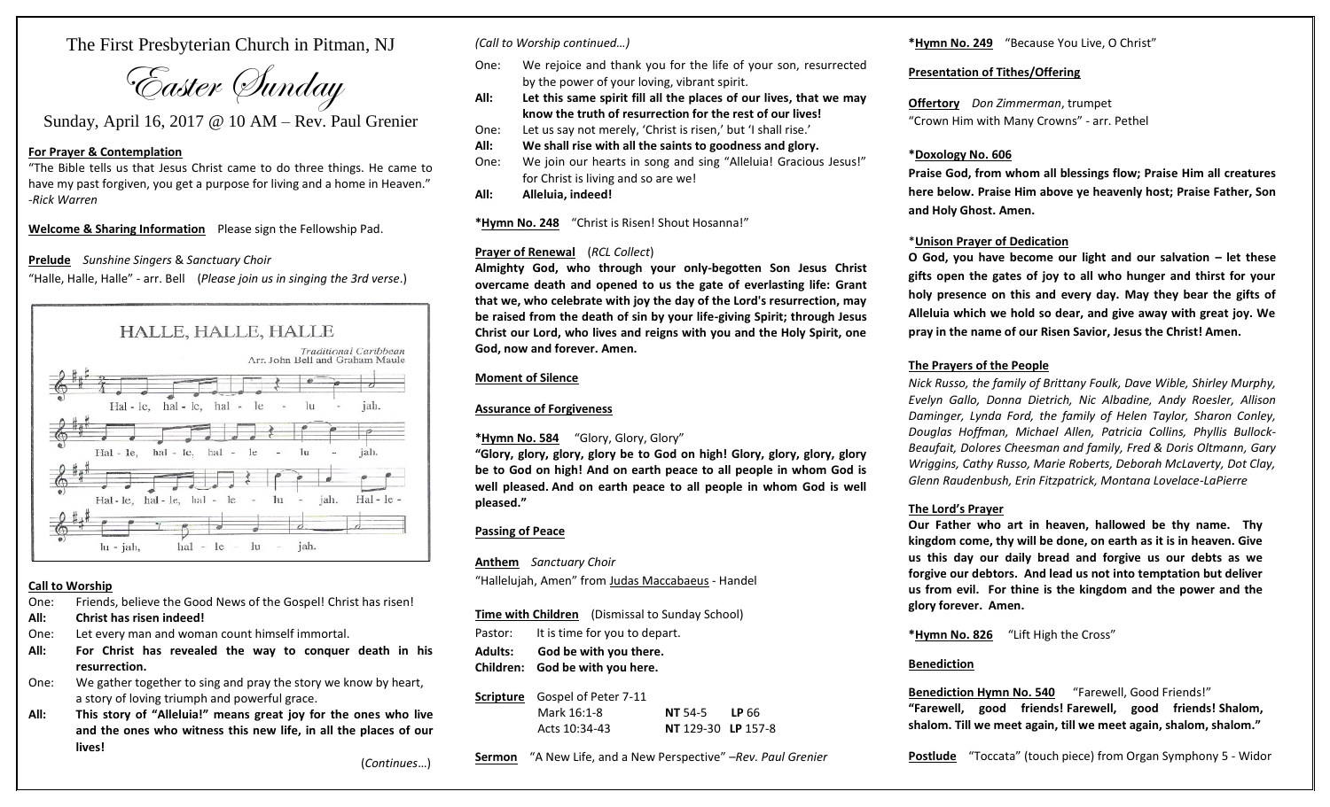The First Presbyterian Church in Pitman, NJ

# Easter Sunday

Sunday, April 16, 2017 @ 10 AM – Rev. Paul Grenier

**For Prayer & Contemplation**

"The Bible tells us that Jesus Christ came to do three things. He came to have my past forgiven, you get a purpose for living and a home in Heaven." *-Rick Warren*

**Welcome & Sharing Information** Please sign the Fellowship Pad.

**Prelude** *Sunshine Singers & Sanctuary Choir*

"Halle, Halle, Halle" - arr. Bell (*Please join us in singing the 3rd verse*.)

HALLE, HALLE, HALLE

Traditional Caribbean
Arr. John Bell and Graham Maule

Hal - le, hal - le, hal - le - lu - jah.
Hal - le, hal - le, hal - le - lu - jah.
Hal - le, hal - le, hal - le - lu - jah. Hal - le - lu - jah, hal - le - lu - jah.

**Call to Worship**

One: Friends, believe the Good News of the Gospel! Christ has risen!
**All: Christ has risen indeed!**
One: Let every man and woman count himself immortal.
**All: For Christ has revealed the way to conquer death in his resurrection.**
One: We gather together to sing and pray the story we know by heart, a story of loving triumph and powerful grace.
**All: This story of "Alleluia!" means great joy for the ones who live and the ones who witness this new life, in all the places of our lives!**

(*Continues…*)

*(Call to Worship continued…)*

One: We rejoice and thank you for the life of your son, resurrected by the power of your loving, vibrant spirit.
**All: Let this same spirit fill all the places of our lives, that we may know the truth of resurrection for the rest of our lives!**
One: Let us say not merely, 'Christ is risen,' but 'I shall rise.'
**All: We shall rise with all the saints to goodness and glory.**
One: We join our hearts in song and sing "Alleluia! Gracious Jesus!" for Christ is living and so are we!
**All: Alleluia, indeed!**

***Hymn No. 248** "Christ is Risen! Shout Hosanna!"

**Prayer of Renewal** (*RCL Collect*)

**Almighty God, who through your only-begotten Son Jesus Christ overcame death and opened to us the gate of everlasting life: Grant that we, who celebrate with joy the day of the Lord's resurrection, may be raised from the death of sin by your life-giving Spirit; through Jesus Christ our Lord, who lives and reigns with you and the Holy Spirit, one God, now and forever. Amen.**

**Moment of Silence**

**Assurance of Forgiveness**

***Hymn No. 584** "Glory, Glory, Glory"

**"Glory, glory, glory, glory be to God on high! Glory, glory, glory, glory be to God on high! And on earth peace to all people in whom God is well pleased. And on earth peace to all people in whom God is well pleased."**

**Passing of Peace**

**Anthem** *Sanctuary Choir*

"Hallelujah, Amen" from Judas Maccabaeus - Handel

**Time with Children** (Dismissal to Sunday School)

Pastor: It is time for you to depart.
**Adults: God be with you there.**
**Children: God be with you here.**

**Scripture** Gospel of Peter 7-11
Mark 16:1-8 **NT** 54-5 **LP** 66
Acts 10:34-43 **NT** 129-30 **LP** 157-8

**Sermon** "A New Life, and a New Perspective" *–Rev. Paul Grenier*

***Hymn No. 249** "Because You Live, O Christ"

**Presentation of Tithes/Offering**

**Offertory** *Don Zimmerman*, trumpet
"Crown Him with Many Crowns" - arr. Pethel

***Doxology No. 606**

**Praise God, from whom all blessings flow; Praise Him all creatures here below. Praise Him above ye heavenly host; Praise Father, Son and Holy Ghost. Amen.**

***Unison Prayer of Dedication**

**O God, you have become our light and our salvation – let these gifts open the gates of joy to all who hunger and thirst for your holy presence on this and every day. May they bear the gifts of Alleluia which we hold so dear, and give away with great joy. We pray in the name of our Risen Savior, Jesus the Christ! Amen.**

**The Prayers of the People**

*Nick Russo, the family of Brittany Foulk, Dave Wible, Shirley Murphy, Evelyn Gallo, Donna Dietrich, Nic Albadine, Andy Roesler, Allison Daminger, Lynda Ford, the family of Helen Taylor, Sharon Conley, Douglas Hoffman, Michael Allen, Patricia Collins, Phyllis Bullock-Beaufait, Dolores Cheesman and family, Fred & Doris Oltmann, Gary Wriggins, Cathy Russo, Marie Roberts, Deborah McLaverty, Dot Clay, Glenn Raudenbush, Erin Fitzpatrick, Montana Lovelace-LaPierre*

**The Lord's Prayer**

**Our Father who art in heaven, hallowed be thy name. Thy kingdom come, thy will be done, on earth as it is in heaven. Give us this day our daily bread and forgive us our debts as we forgive our debtors. And lead us not into temptation but deliver us from evil. For thine is the kingdom and the power and the glory forever. Amen.**

***Hymn No. 826** "Lift High the Cross"

**Benediction**

**Benediction Hymn No. 540** "Farewell, Good Friends!"

**"Farewell, good friends! Farewell, good friends! Shalom, shalom. Till we meet again, till we meet again, shalom, shalom."**

**Postlude** "Toccata" (touch piece) from Organ Symphony 5 - Widor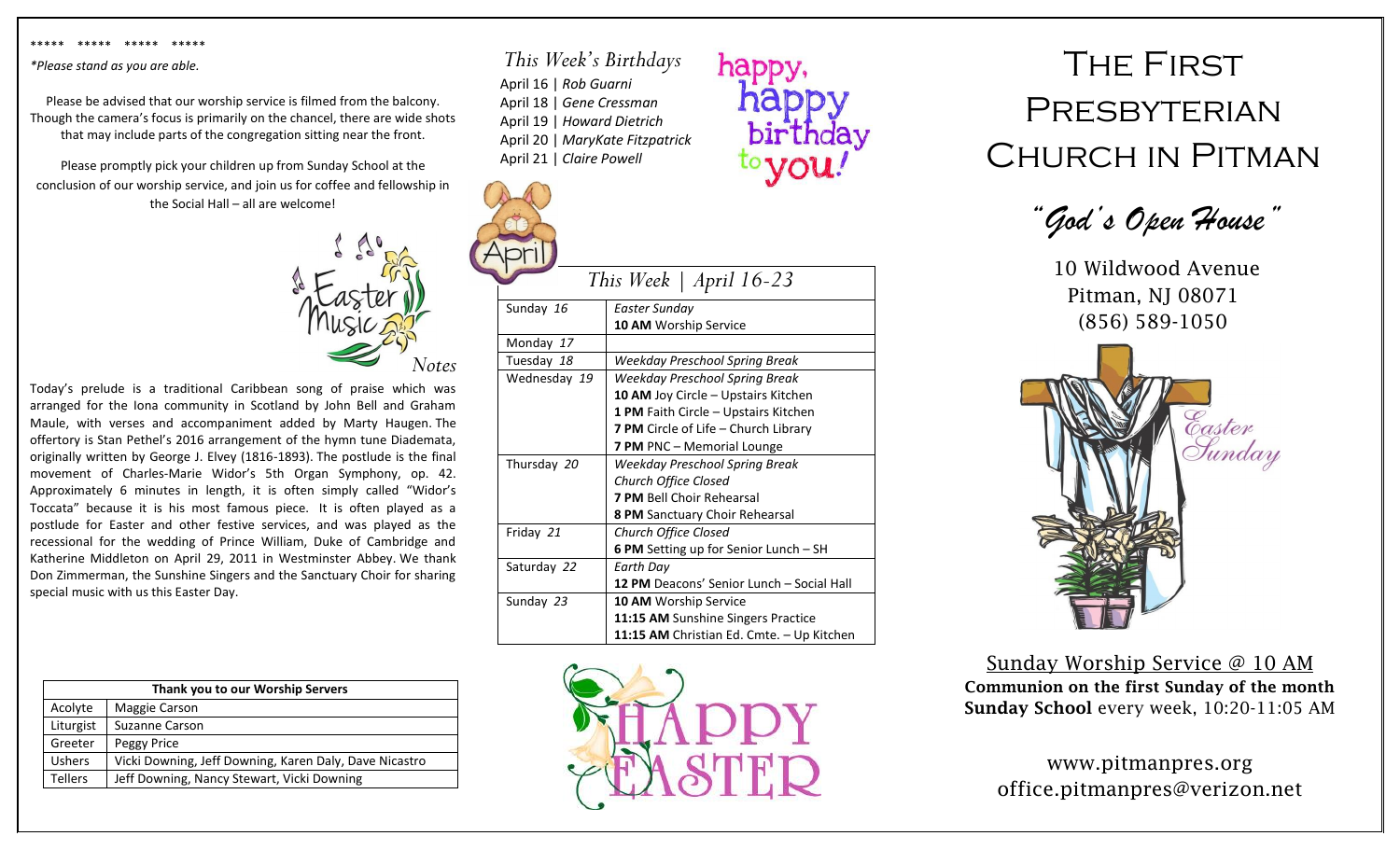***** ***** ***** *****

*Please stand as you are able.

Please be advised that our worship service is filmed from the balcony. Though the camera's focus is primarily on the chancel, there are wide shots that may include parts of the congregation sitting near the front.

Please promptly pick your children up from Sunday School at the conclusion of our worship service, and join us for coffee and fellowship in the Social Hall – all are welcome!

## Easter Music Notes

Today's prelude is a traditional Caribbean song of praise which was arranged for the Iona community in Scotland by John Bell and Graham Maule, with verses and accompaniment added by Marty Haugen. The offertory is Stan Pethel's 2016 arrangement of the hymn tune Diademata, originally written by George J. Elvey (1816-1893). The postlude is the final movement of Charles-Marie Widor's 5th Organ Symphony, op. 42. Approximately 6 minutes in length, it is often simply called "Widor's Toccata" because it is his most famous piece. It is often played as a postlude for Easter and other festive services, and was played as the recessional for the wedding of Prince William, Duke of Cambridge and Katherine Middleton on April 29, 2011 in Westminster Abbey. We thank Don Zimmerman, the Sunshine Singers and the Sanctuary Choir for sharing special music with us this Easter Day.

| Thank you to our Worship Servers | |
|---|---|
| Acolyte | Maggie Carson |
| Liturgist | Suzanne Carson |
| Greeter | Peggy Price |
| Ushers | Vicki Downing, Jeff Downing, Karen Daly, Dave Nicastro |
| Tellers | Jeff Downing, Nancy Stewart, Vicki Downing |

## This Week's Birthdays

April 16 | *Rob Guarni*
April 18 | *Gene Cressman*
April 19 | *Howard Dietrich*
April 20 | *MaryKate Fitzpatrick*
April 21 | *Claire Powell*

happy, happy birthday to you!

April

## This Week | April 16-23

| | |
|---|---|
| Sunday *16* | *Easter Sunday*<br>**10 AM** Worship Service |
| Monday *17* | |
| Tuesday *18* | *Weekday Preschool Spring Break* |
| Wednesday *19* | *Weekday Preschool Spring Break*<br>**10 AM** Joy Circle – Upstairs Kitchen<br>**1 PM** Faith Circle – Upstairs Kitchen<br>**7 PM** Circle of Life – Church Library<br>**7 PM** PNC – Memorial Lounge |
| Thursday *20* | *Weekday Preschool Spring Break*<br>*Church Office Closed*<br>**7 PM** Bell Choir Rehearsal<br>**8 PM** Sanctuary Choir Rehearsal |
| Friday *21* | *Church Office Closed*<br>**6 PM** Setting up for Senior Lunch – SH |
| Saturday *22* | *Earth Day*<br>**12 PM** Deacons' Senior Lunch – Social Hall |
| Sunday *23* | **10 AM** Worship Service<br>**11:15 AM** Sunshine Singers Practice<br>**11:15 AM** Christian Ed. Cmte. – Up Kitchen |

HAPPY EASTER

# The First Presbyterian Church in Pitman

*"God's Open House"*

10 Wildwood Avenue
Pitman, NJ 08071
(856) 589-1050

Easter Sunday

Sunday Worship Service @ 10 AM
**Communion on the first Sunday of the month**
**Sunday School** every week, 10:20-11:05 AM

www.pitmanpres.org
office.pitmanpres@verizon.net